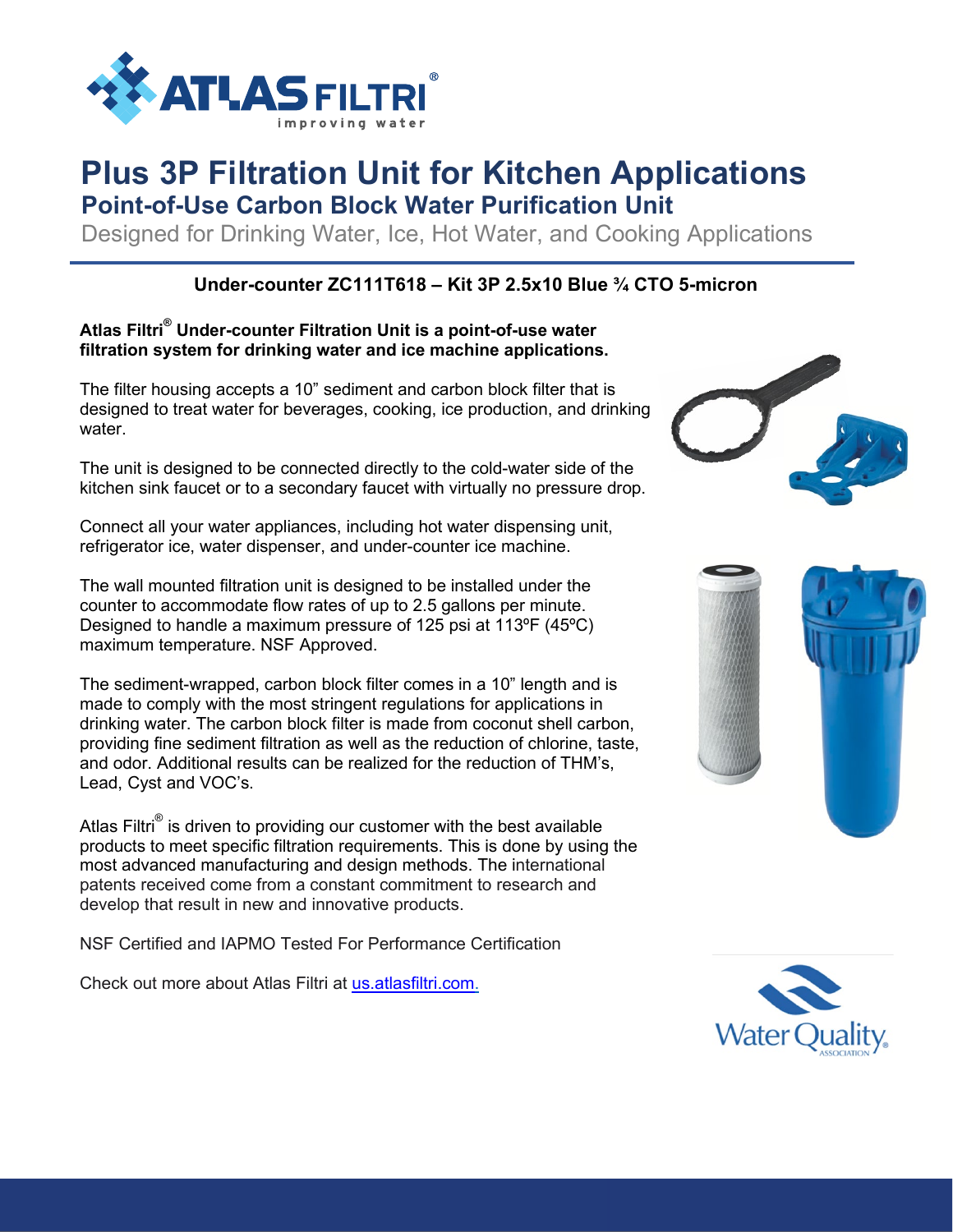# Plus 3P Filtration Unit for Kitchen Applications

## Point-of-Use Carbon Block Water Purification Unit

Designed for Drinking Water, Ice, Hot Water, and Cooking Applications

**Under-counter ZC111T618 – Kit 3P 2.5x10 Blue ¾ CTO 5-micron**

**Atlas Filtri® Under-counter Filtration Unit is a point-of-use water filtration system for drinking water and ice machine applications.**

The filter housing accepts a 10” sediment and carbon block filter that is designed to treat water for beverages, cooking, ice production, and drinking water.

The unit is designed to be connected directly to the cold-water side of the kitchen sink faucet or to a secondary faucet with virtually no pressure drop.

Connect all your water appliances, including hot water dispensing unit, refrigerator ice, water dispenser, and under-counter ice machine.

The wall mounted filtration unit is designed to be installed under the counter to accommodate flow rates of up to 2.5 gallons per minute. Designed to handle a maximum pressure of 125 psi at 113ºF (45ºC) maximum temperature. NSF Approved.

The sediment-wrapped, carbon block filter comes in a 10” length and is made to comply with the most stringent regulations for applications in drinking water. The carbon block filter is made from coconut shell carbon, providing fine sediment filtration as well as the reduction of chlorine, taste, and odor. Additional results can be realized for the reduction of THM’s, Lead, Cyst and VOC’s.

Atlas Filtri® is driven to providing our customer with the best available products to meet specific filtration requirements. This is done by using the most advanced manufacturing and design methods. The international patents received come from a constant commitment to research and develop that result in new and innovative products.

NSF Certified and IAPMO Tested For Performance Certification

Check out more about Atlas Filtri at [us.atlasfiltri.com.](us.atlasfiltri.com)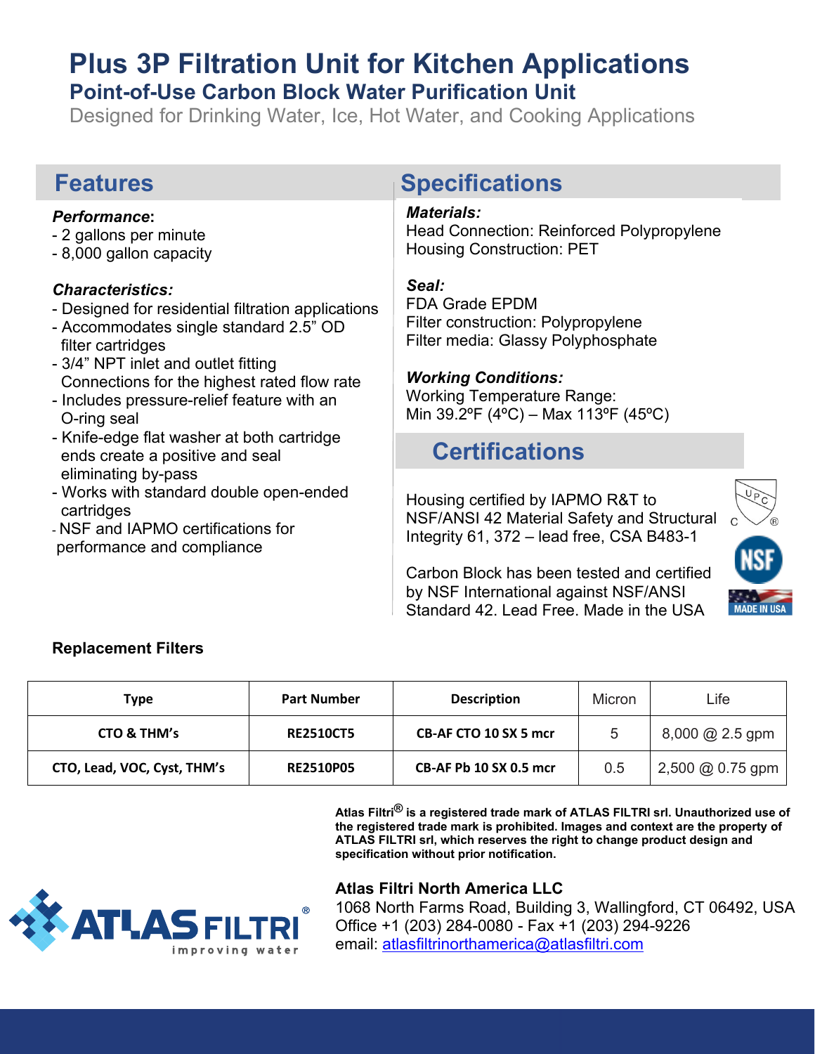# Plus 3P Filtration Unit for Kitchen Applications

## Point-of-Use Carbon Block Water Purification Unit

Designed for Drinking Water, Ice, Hot Water, and Cooking Applications

## Features

***Performance*****:**
- 2 gallons per minute
- 8,000 gallon capacity

***Characteristics:***
- Designed for residential filtration applications
- Accommodates single standard 2.5" OD filter cartridges
- 3/4" NPT inlet and outlet fitting Connections for the highest rated flow rate
- Includes pressure-relief feature with an O-ring seal
- Knife-edge flat washer at both cartridge ends create a positive and seal eliminating by-pass
- Works with standard double open-ended cartridges
- NSF and IAPMO certifications for performance and compliance

## Specifications

***Materials:***
Head Connection: Reinforced Polypropylene
Housing Construction: PET

***Seal:***
FDA Grade EPDM
Filter construction: Polypropylene
Filter media: Glassy Polyphosphate

***Working Conditions:***
Working Temperature Range:
Min 39.2ºF (4ºC) – Max 113ºF (45ºC)

## Certifications

Housing certified by IAPMO R&T to NSF/ANSI 42 Material Safety and Structural Integrity 61, 372 – lead free, CSA B483-1

Carbon Block has been tested and certified by NSF International against NSF/ANSI Standard 42. Lead Free. Made in the USA

**Replacement Filters**

| Type | Part Number | Description | Micron | Life |
|---|---|---|---|---|
| **CTO & THM's** | **RE2510CT5** | **CB-AF CTO 10 SX 5 mcr** | 5 | 8,000 @ 2.5 gpm |
| **CTO, Lead, VOC, Cyst, THM's** | **RE2510P05** | **CB-AF Pb 10 SX 0.5 mcr** | 0.5 | 2,500 @ 0.75 gpm |

**Atlas Filtri® is a registered trade mark of ATLAS FILTRI srl. Unauthorized use of the registered trade mark is prohibited. Images and context are the property of ATLAS FILTRI srl, which reserves the right to change product design and specification without prior notification.**

**Atlas Filtri North America LLC**
1068 North Farms Road, Building 3, Wallingford, CT 06492, USA
Office +1 (203) 284-0080 - Fax +1 (203) 294-9226
email: atlasfiltrinorthamerica@atlasfiltri.com